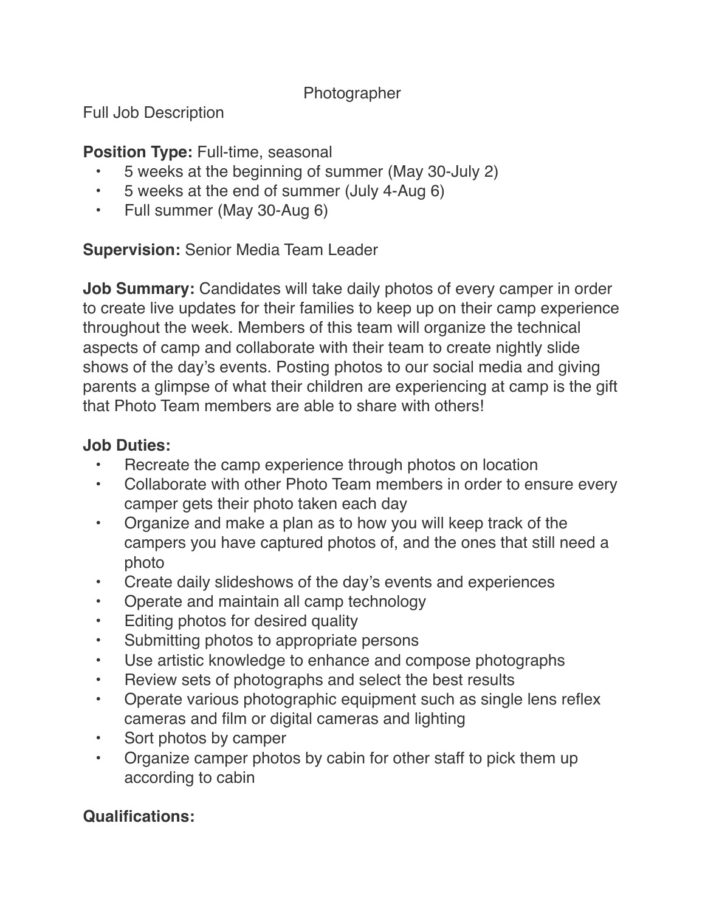# Photographer

Full Job Description

**Position Type:** Full-time, seasonal

- 5 weeks at the beginning of summer (May 30-July 2)
- 5 weeks at the end of summer (July 4-Aug 6)
- Full summer (May 30-Aug 6)

**Supervision:** Senior Media Team Leader

**Job Summary:** Candidates will take daily photos of every camper in order to create live updates for their families to keep up on their camp experience throughout the week. Members of this team will organize the technical aspects of camp and collaborate with their team to create nightly slide shows of the day's events. Posting photos to our social media and giving parents a glimpse of what their children are experiencing at camp is the gift that Photo Team members are able to share with others!

**Job Duties:**

- Recreate the camp experience through photos on location
- Collaborate with other Photo Team members in order to ensure every camper gets their photo taken each day
- Organize and make a plan as to how you will keep track of the campers you have captured photos of, and the ones that still need a photo
- Create daily slideshows of the day's events and experiences
- Operate and maintain all camp technology
- Editing photos for desired quality
- Submitting photos to appropriate persons
- Use artistic knowledge to enhance and compose photographs
- Review sets of photographs and select the best results
- Operate various photographic equipment such as single lens reflex cameras and film or digital cameras and lighting
- Sort photos by camper
- Organize camper photos by cabin for other staff to pick them up according to cabin

**Qualifications:**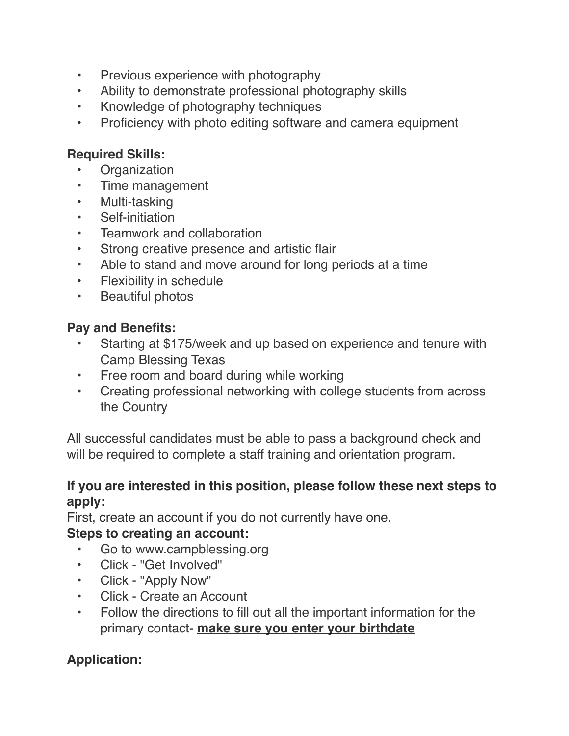- Previous experience with photography
- Ability to demonstrate professional photography skills
- Knowledge of photography techniques
- Proficiency with photo editing software and camera equipment

**Required Skills:**

- Organization
- Time management
- Multi-tasking
- Self-initiation
- Teamwork and collaboration
- Strong creative presence and artistic flair
- Able to stand and move around for long periods at a time
- Flexibility in schedule
- Beautiful photos

**Pay and Benefits:**

- Starting at $175/week and up based on experience and tenure with Camp Blessing Texas
- Free room and board during while working
- Creating professional networking with college students from across the Country

All successful candidates must be able to pass a background check and will be required to complete a staff training and orientation program.

**If you are interested in this position, please follow these next steps to apply:**

First, create an account if you do not currently have one.

**Steps to creating an account:**

- Go to www.campblessing.org
- Click - "Get Involved"
- Click - "Apply Now"
- Click - Create an Account
- Follow the directions to fill out all the important information for the primary contact- **make sure you enter your birthdate**

**Application:**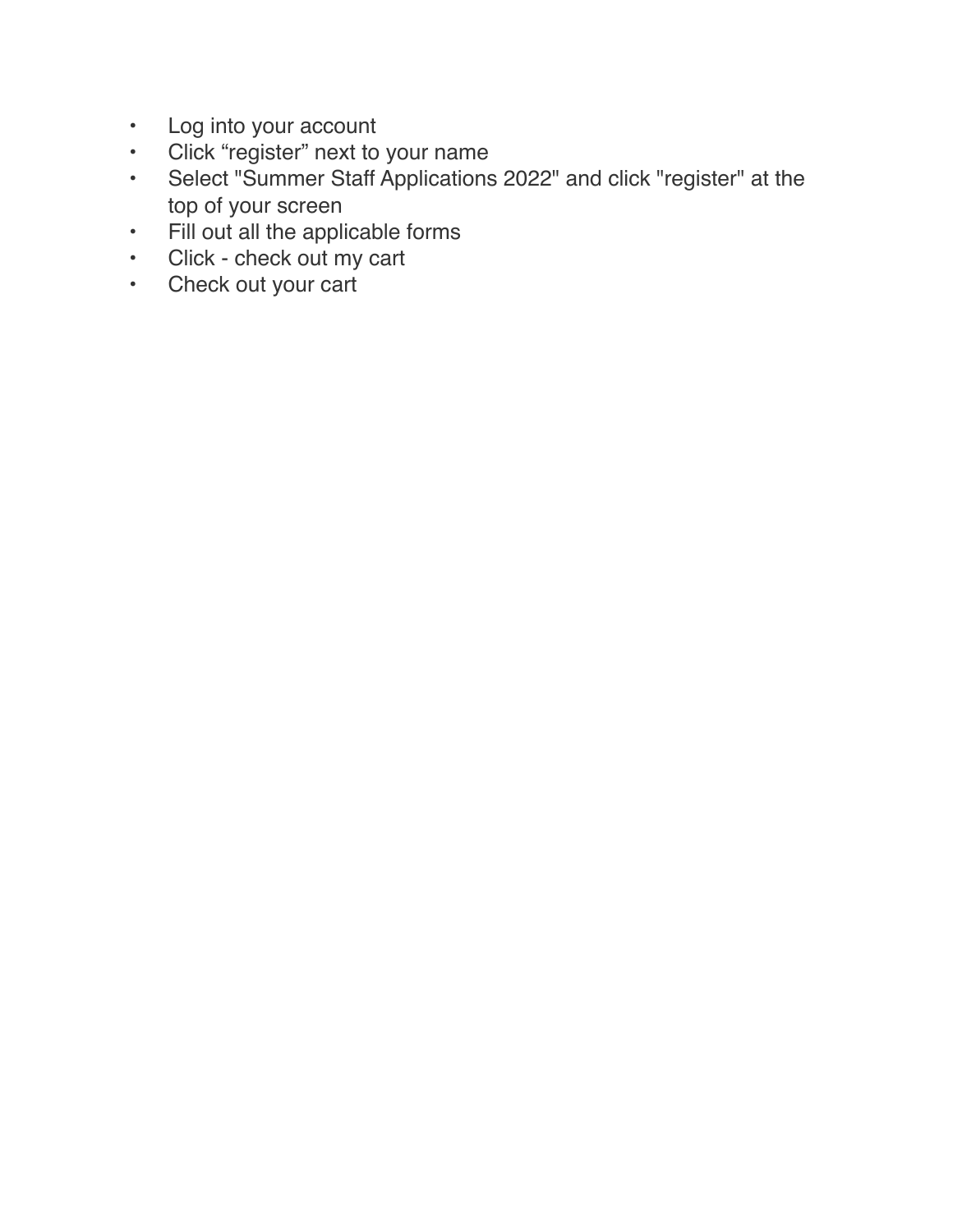- Log into your account
- Click “register” next to your name
- Select "Summer Staff Applications 2022" and click "register" at the top of your screen
- Fill out all the applicable forms
- Click - check out my cart
- Check out your cart